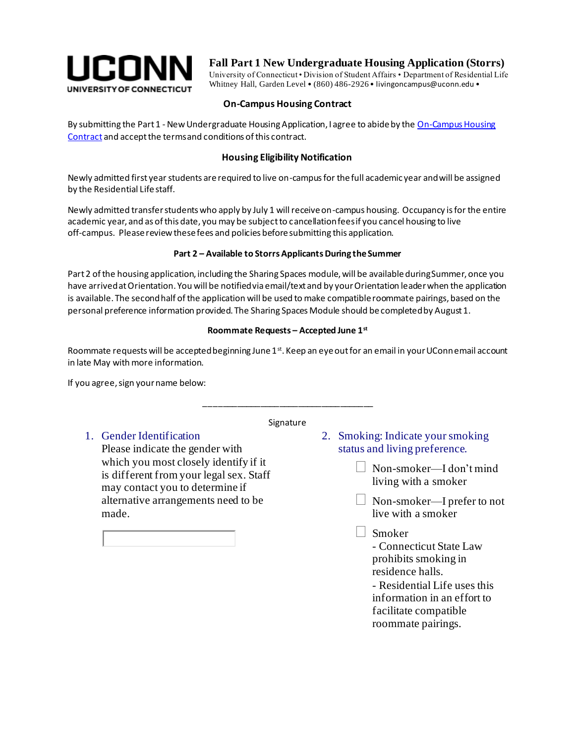**UCONN**
UNIVERSITY OF CONNECTICUT

# Fall Part 1 New Undergraduate Housing Application (Storrs)

University of Connecticut • Division of Student Affairs • Department of Residential Life
Whitney Hall, Garden Level • (860) 486-2926 • livingoncampus@uconn.edu •

## On-Campus Housing Contract

By submitting the Part 1 - New Undergraduate Housing Application, I agree to abide by the On-Campus Housing Contract and accept the terms and conditions of this contract.

## Housing Eligibility Notification

Newly admitted first year students are required to live on-campus for the full academic year and will be assigned by the Residential Life staff.

Newly admitted transfer students who apply by July 1 will receive on-campus housing. Occupancy is for the entire academic year, and as of this date, you may be subject to cancellation fees if you cancel housing to live off-campus. Please review these fees and policies before submitting this application.

### Part 2 – Available to Storrs Applicants During the Summer

Part 2 of the housing application, including the Sharing Spaces module, will be available during Summer, once you have arrived at Orientation. You will be notified via email/text and by your Orientation leader when the application is available. The second half of the application will be used to make compatible roommate pairings, based on the personal preference information provided. The Sharing Spaces Module should be completed by August 1.

### Roommate Requests – Accepted June 1st

Roommate requests will be accepted beginning June 1st. Keep an eye out for an email in your UConn email account in late May with more information.

If you agree, sign your name below:

\_\_\_\_\_\_\_\_\_\_\_\_\_\_\_\_\_\_\_\_\_\_\_\_\_\_\_\_\_\_\_\_\_\_\_\_

Signature

1. Gender Identification
   Please indicate the gender with which you most closely identify if it is different from your legal sex. Staff may contact you to determine if alternative arrangements need to be made.

   [ ]

2. Smoking: Indicate your smoking status and living preference.

   - ☐ Non-smoker—I don't mind living with a smoker
   - ☐ Non-smoker—I prefer to not live with a smoker
   - ☐ Smoker
     - Connecticut State Law prohibits smoking in residence halls.
     - Residential Life uses this information in an effort to facilitate compatible roommate pairings.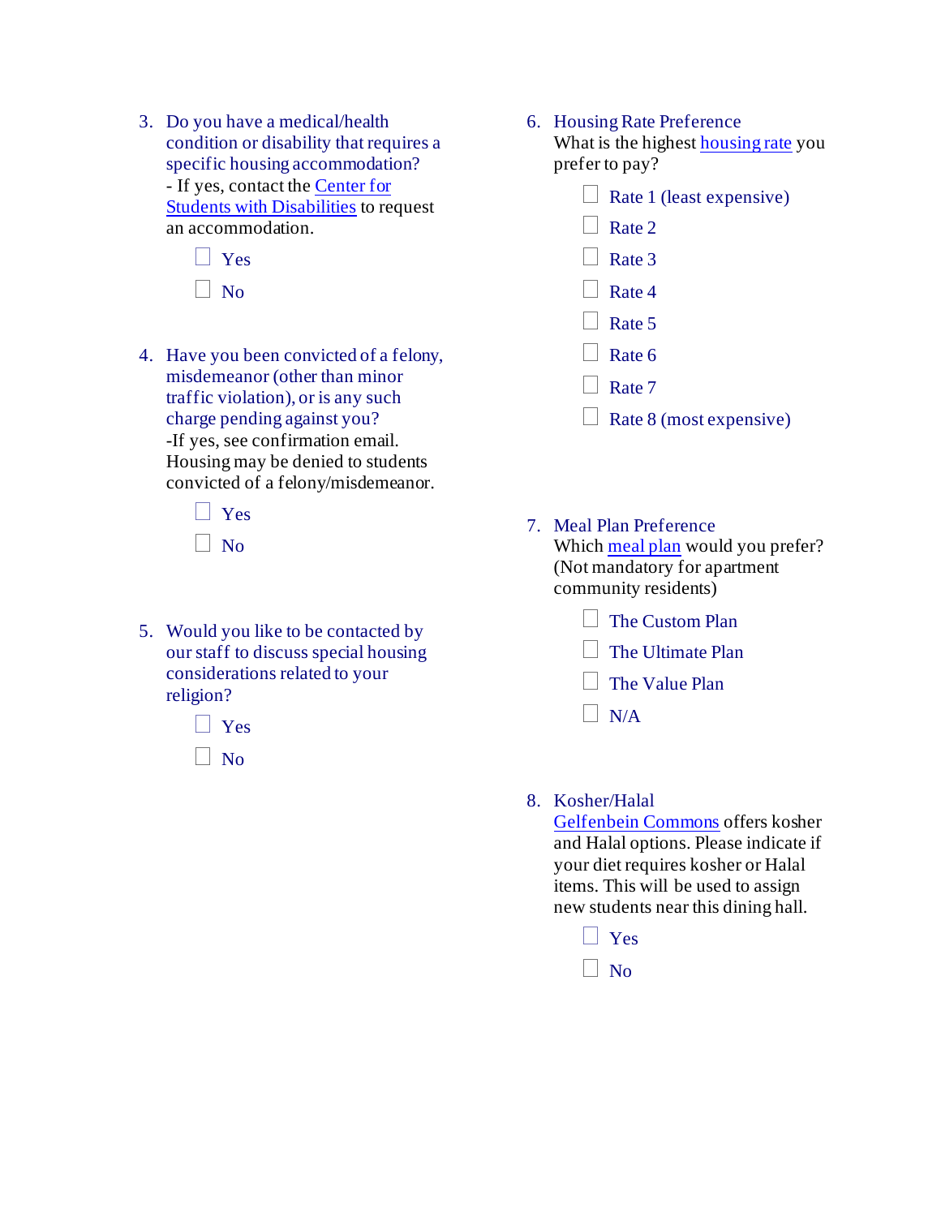3. Do you have a medical/health condition or disability that requires a specific housing accommodation?
   - If yes, contact the Center for Students with Disabilities to request an accommodation.

   - [ ] Yes
   - [ ] No

4. Have you been convicted of a felony, misdemeanor (other than minor traffic violation), or is any such charge pending against you?
   -If yes, see confirmation email. Housing may be denied to students convicted of a felony/misdemeanor.

   - [ ] Yes
   - [ ] No

5. Would you like to be contacted by our staff to discuss special housing considerations related to your religion?

   - [ ] Yes
   - [ ] No

6. Housing Rate Preference
   What is the highest housing rate you prefer to pay?

   - [ ] Rate 1 (least expensive)
   - [ ] Rate 2
   - [ ] Rate 3
   - [ ] Rate 4
   - [ ] Rate 5
   - [ ] Rate 6
   - [ ] Rate 7
   - [ ] Rate 8 (most expensive)

7. Meal Plan Preference
   Which meal plan would you prefer? (Not mandatory for apartment community residents)

   - [ ] The Custom Plan
   - [ ] The Ultimate Plan
   - [ ] The Value Plan
   - [ ] N/A

8. Kosher/Halal
   Gelfenbein Commons offers kosher and Halal options. Please indicate if your diet requires kosher or Halal items. This will be used to assign new students near this dining hall.

   - [ ] Yes
   - [ ] No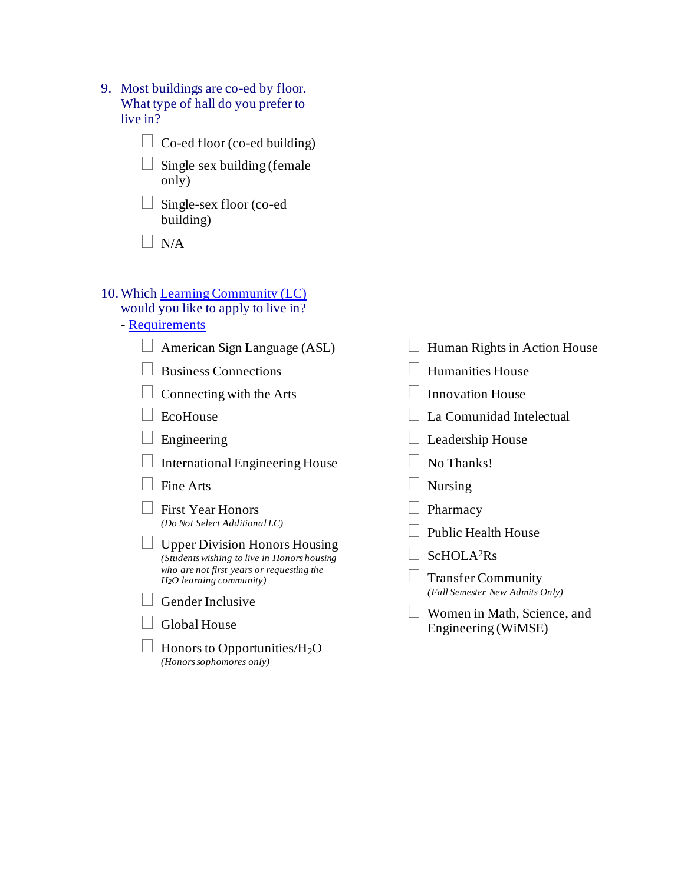9. Most buildings are co-ed by floor. What type of hall do you prefer to live in?

- [ ] Co-ed floor (co-ed building)
- [ ] Single sex building (female only)
- [ ] Single-sex floor (co-ed building)
- [ ] N/A

10. Which Learning Community (LC) would you like to apply to live in? - Requirements

- [ ] American Sign Language (ASL)
- [ ] Business Connections
- [ ] Connecting with the Arts
- [ ] EcoHouse
- [ ] Engineering
- [ ] International Engineering House
- [ ] Fine Arts
- [ ] First Year Honors *(Do Not Select Additional LC)*
- [ ] Upper Division Honors Housing *(Students wishing to live in Honors housing who are not first years or requesting the $H_2O$ learning community)*
- [ ] Gender Inclusive
- [ ] Global House
- [ ] Honors to Opportunities/$H_2O$ *(Honors sophomores only)*
- [ ] Human Rights in Action House
- [ ] Humanities House
- [ ] Innovation House
- [ ] La Comunidad Intelectual
- [ ] Leadership House
- [ ] No Thanks!
- [ ] Nursing
- [ ] Pharmacy
- [ ] Public Health House
- [ ] $ScHOLA^2Rs$
- [ ] Transfer Community *(Fall Semester New Admits Only)*
- [ ] Women in Math, Science, and Engineering (WiMSE)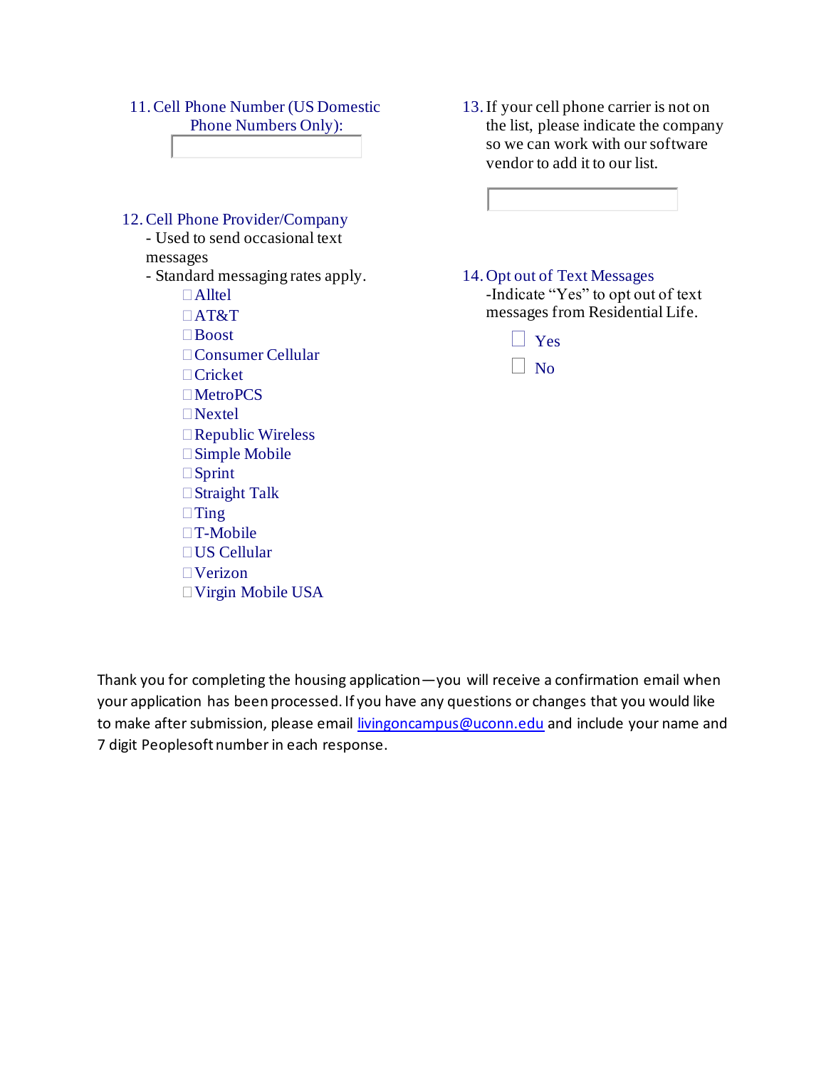11. Cell Phone Number (US Domestic Phone Numbers Only):

12. Cell Phone Provider/Company
    - Used to send occasional text messages
    - Standard messaging rates apply.
    - ☐ Alltel
    - ☐ AT&T
    - ☐ Boost
    - ☐ Consumer Cellular
    - ☐ Cricket
    - ☐ MetroPCS
    - ☐ Nextel
    - ☐ Republic Wireless
    - ☐ Simple Mobile
    - ☐ Sprint
    - ☐ Straight Talk
    - ☐ Ting
    - ☐ T-Mobile
    - ☐ US Cellular
    - ☐ Verizon
    - ☐ Virgin Mobile USA

13. If your cell phone carrier is not on the list, please indicate the company so we can work with our software vendor to add it to our list.

14. Opt out of Text Messages
    -Indicate "Yes" to opt out of text messages from Residential Life.
    - ☐ Yes
    - ☐ No

Thank you for completing the housing application—you will receive a confirmation email when your application has been processed. If you have any questions or changes that you would like to make after submission, please email [livingoncampus@uconn.edu](mailto:livingoncampus@uconn.edu) and include your name and 7 digit Peoplesoft number in each response.